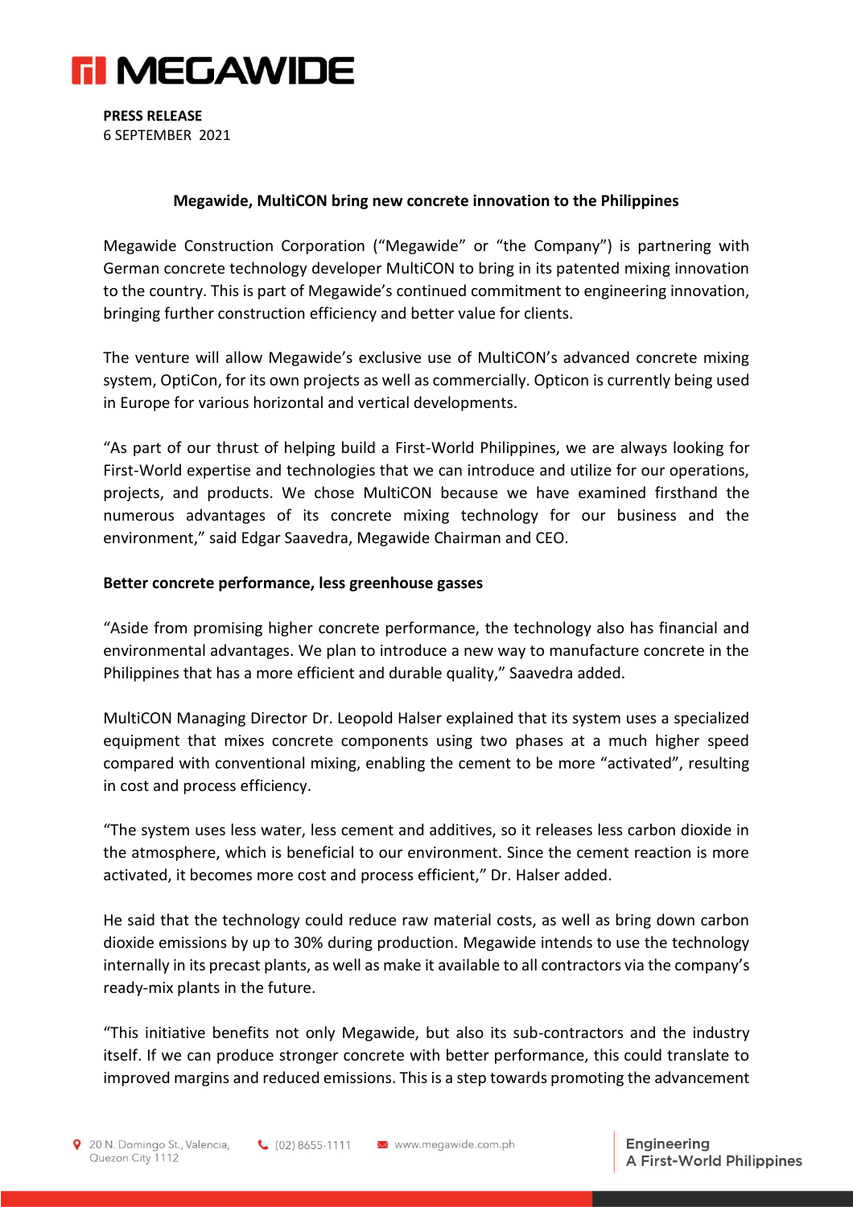**PRESS RELEASE**
6 SEPTEMBER 2021

**Megawide, MultiCON bring new concrete innovation to the Philippines**

Megawide Construction Corporation ("Megawide" or "the Company") is partnering with German concrete technology developer MultiCON to bring in its patented mixing innovation to the country. This is part of Megawide's continued commitment to engineering innovation, bringing further construction efficiency and better value for clients.

The venture will allow Megawide's exclusive use of MultiCON's advanced concrete mixing system, OptiCon, for its own projects as well as commercially. Opticon is currently being used in Europe for various horizontal and vertical developments.

"As part of our thrust of helping build a First-World Philippines, we are always looking for First-World expertise and technologies that we can introduce and utilize for our operations, projects, and products. We chose MultiCON because we have examined firsthand the numerous advantages of its concrete mixing technology for our business and the environment," said Edgar Saavedra, Megawide Chairman and CEO.

**Better concrete performance, less greenhouse gasses**

"Aside from promising higher concrete performance, the technology also has financial and environmental advantages. We plan to introduce a new way to manufacture concrete in the Philippines that has a more efficient and durable quality," Saavedra added.

MultiCON Managing Director Dr. Leopold Halser explained that its system uses a specialized equipment that mixes concrete components using two phases at a much higher speed compared with conventional mixing, enabling the cement to be more "activated", resulting in cost and process efficiency.

"The system uses less water, less cement and additives, so it releases less carbon dioxide in the atmosphere, which is beneficial to our environment. Since the cement reaction is more activated, it becomes more cost and process efficient," Dr. Halser added.

He said that the technology could reduce raw material costs, as well as bring down carbon dioxide emissions by up to 30% during production. Megawide intends to use the technology internally in its precast plants, as well as make it available to all contractors via the company's ready-mix plants in the future.

"This initiative benefits not only Megawide, but also its sub-contractors and the industry itself. If we can produce stronger concrete with better performance, this could translate to improved margins and reduced emissions. This is a step towards promoting the advancement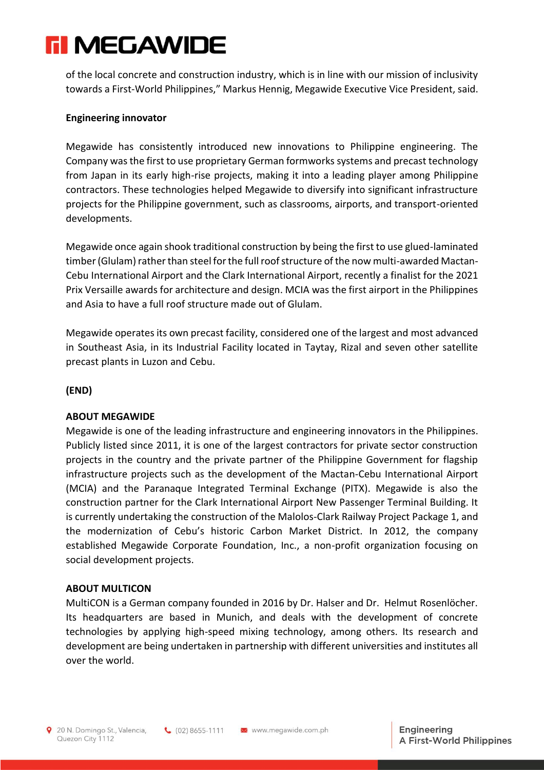of the local concrete and construction industry, which is in line with our mission of inclusivity towards a First-World Philippines," Markus Hennig, Megawide Executive Vice President, said.

**Engineering innovator**

Megawide has consistently introduced new innovations to Philippine engineering. The Company was the first to use proprietary German formworks systems and precast technology from Japan in its early high-rise projects, making it into a leading player among Philippine contractors. These technologies helped Megawide to diversify into significant infrastructure projects for the Philippine government, such as classrooms, airports, and transport-oriented developments.

Megawide once again shook traditional construction by being the first to use glued-laminated timber (Glulam) rather than steel for the full roof structure of the now multi-awarded Mactan-Cebu International Airport and the Clark International Airport, recently a finalist for the 2021 Prix Versaille awards for architecture and design. MCIA was the first airport in the Philippines and Asia to have a full roof structure made out of Glulam.

Megawide operates its own precast facility, considered one of the largest and most advanced in Southeast Asia, in its Industrial Facility located in Taytay, Rizal and seven other satellite precast plants in Luzon and Cebu.

**(END)**

**ABOUT MEGAWIDE**

Megawide is one of the leading infrastructure and engineering innovators in the Philippines. Publicly listed since 2011, it is one of the largest contractors for private sector construction projects in the country and the private partner of the Philippine Government for flagship infrastructure projects such as the development of the Mactan-Cebu International Airport (MCIA) and the Paranaque Integrated Terminal Exchange (PITX). Megawide is also the construction partner for the Clark International Airport New Passenger Terminal Building. It is currently undertaking the construction of the Malolos-Clark Railway Project Package 1, and the modernization of Cebu's historic Carbon Market District. In 2012, the company established Megawide Corporate Foundation, Inc., a non-profit organization focusing on social development projects.

**ABOUT MULTICON**

MultiCON is a German company founded in 2016 by Dr. Halser and Dr. Helmut Rosenlöcher. Its headquarters are based in Munich, and deals with the development of concrete technologies by applying high-speed mixing technology, among others. Its research and development are being undertaken in partnership with different universities and institutes all over the world.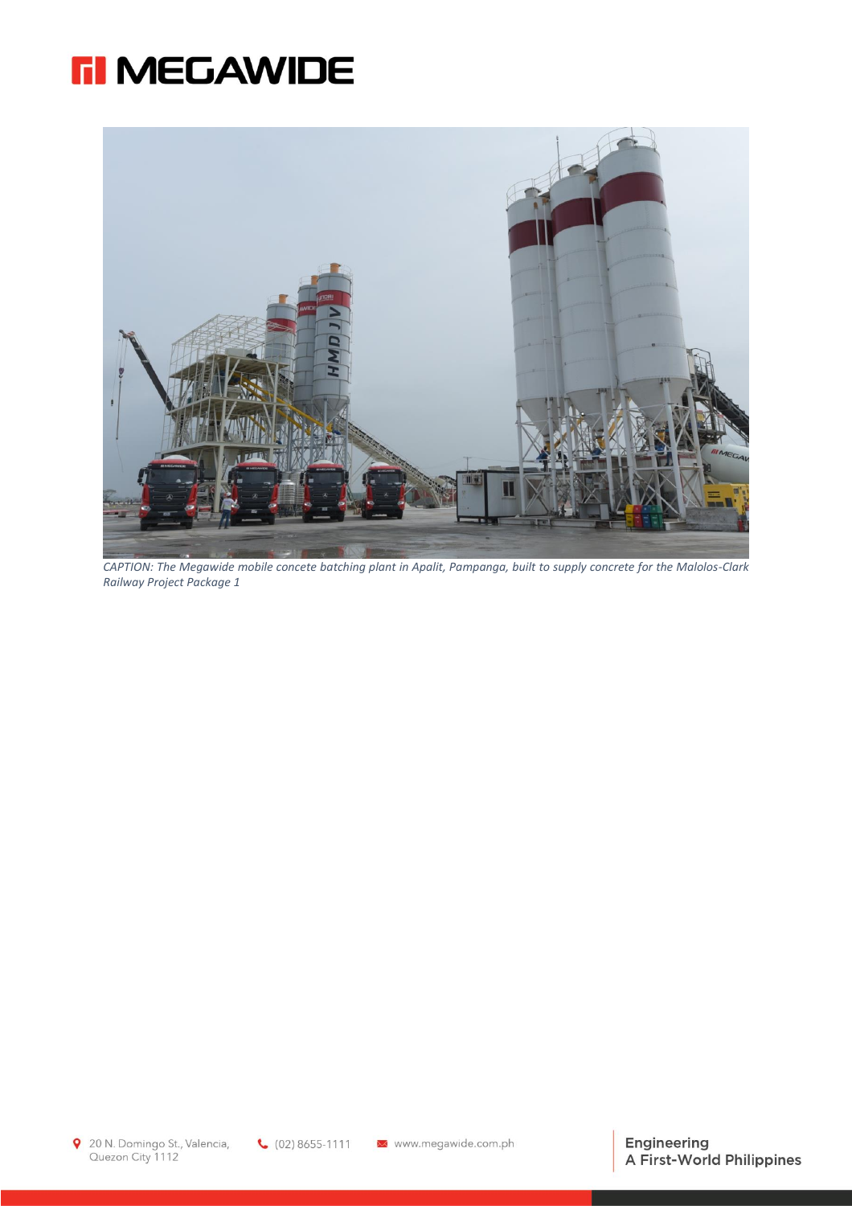CAPTION: The Megawide mobile concete batching plant in Apalit, Pampanga, built to supply concrete for the Malolos-Clark Railway Project Package 1